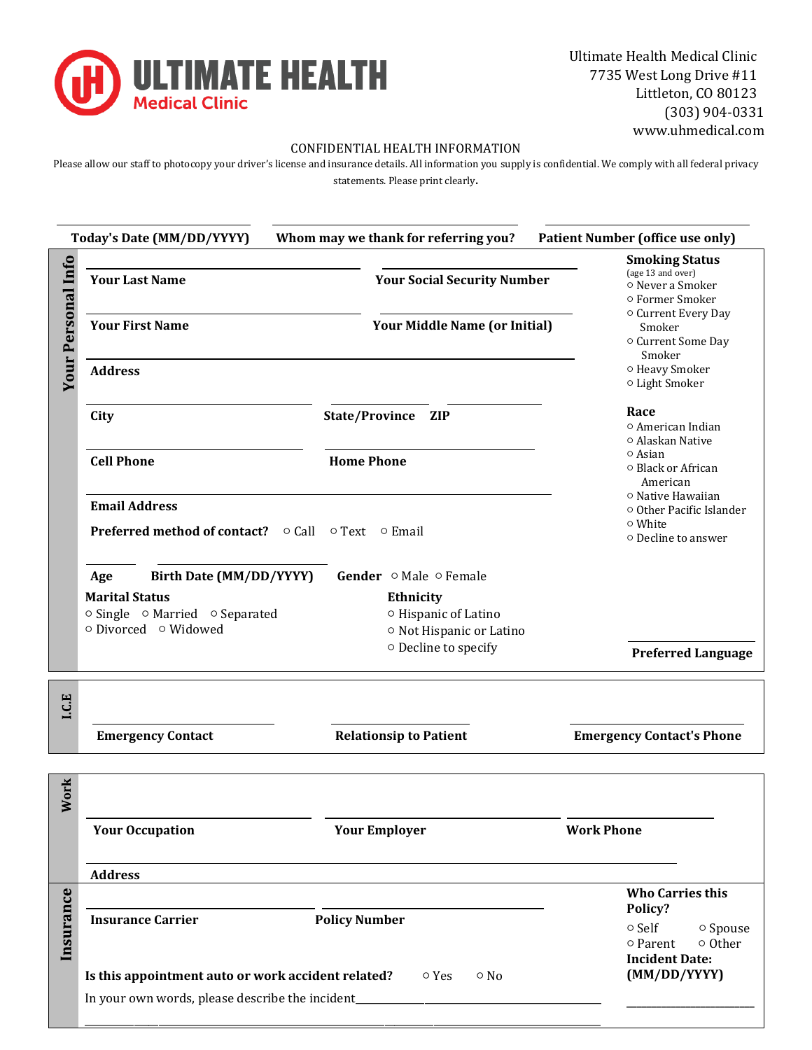# ULTIMATE HEALTH
## Medical Clinic

Ultimate Health Medical Clinic
7735 West Long Drive #11
Littleton, CO 80123
(303) 904-0331
www.uhmedical.com

CONFIDENTIAL HEALTH INFORMATION

Please allow our staff to photocopy your driver's license and insurance details. All information you supply is confidential. We comply with all federal privacy statements. Please print clearly.

| **Today's Date (MM/DD/YYYY)** | **Whom may we thank for referring you?** | **Patient Number (office use only)** |
|---|---|---|
| | | |

## Your Personal Info

**Your Last Name** ______________________ **Your Social Security Number** ______________________

**Your First Name** ______________________ **Your Middle Name (or Initial)** ______________________

**Address** ______________________

**City** ______________ **State/Province** ________ **ZIP** ________

**Cell Phone** ______________ **Home Phone** ______________

**Email Address** ______________________

**Preferred method of contact?** ○ Call ○ Text ○ Email

**Age** ______ **Birth Date (MM/DD/YYYY)** ______________ **Gender** ○ Male ○ Female

**Marital Status**
○ Single ○ Married ○ Separated
○ Divorced ○ Widowed

**Ethnicity**
○ Hispanic of Latino
○ Not Hispanic or Latino
○ Decline to specify

**Smoking Status**
(age 13 and over)
○ Never a Smoker
○ Former Smoker
○ Current Every Day Smoker
○ Current Some Day Smoker
○ Heavy Smoker
○ Light Smoker

**Race**
○ American Indian
○ Alaskan Native
○ Asian
○ Black or African American
○ Native Hawaiian
○ Other Pacific Islander
○ White
○ Decline to answer

**Preferred Language** ______________

## I.C.E

| **Emergency Contact** | **Relationsip to Patient** | **Emergency Contact's Phone** |
|---|---|---|
| | | |

## Work

| **Your Occupation** | **Your Employer** | **Work Phone** |
|---|---|---|
| | | |

**Address** ______________________

## Insurance

| **Insurance Carrier** | **Policy Number** |
|---|---|
| | |

**Who Carries this Policy?**
○ Self ○ Spouse
○ Parent ○ Other

**Is this appointment auto or work accident related?** ○ Yes ○ No

**Incident Date: (MM/DD/YYYY)** ______________

In your own words, please describe the incident______________________________________________

_____________________________________________________________________________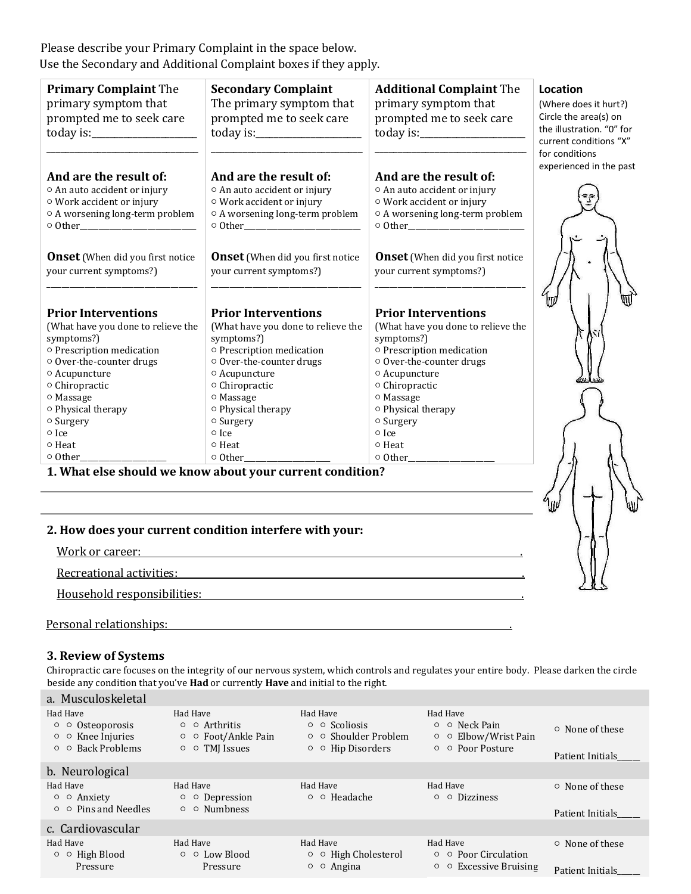Please describe your Primary Complaint in the space below.
Use the Secondary and Additional Complaint boxes if they apply.

| **Primary Complaint** The primary symptom that prompted me to seek care today is:______________________ | **Secondary Complaint** The primary symptom that prompted me to seek care today is:______________________ | **Additional Complaint** The primary symptom that prompted me to seek care today is:______________________ |
|---|---|---|
| **And are the result of:**<br>○ An auto accident or injury<br>○ Work accident or injury<br>○ A worsening long-term problem<br>○ Other___________________________ | **And are the result of:**<br>○ An auto accident or injury<br>○ Work accident or injury<br>○ A worsening long-term problem<br>○ Other___________________________ | **And are the result of:**<br>○ An auto accident or injury<br>○ Work accident or injury<br>○ A worsening long-term problem<br>○ Other___________________________ |
| **Onset** (When did you first notice your current symptoms?)<br>_________________________________ | **Onset** (When did you first notice your current symptoms?)<br>_________________________________ | **Onset** (When did you first notice your current symptoms?)<br>_________________________________ |
| **Prior Interventions** (What have you done to relieve the symptoms?)<br>○ Prescription medication<br>○ Over-the-counter drugs<br>○ Acupuncture<br>○ Chiropractic<br>○ Massage<br>○ Physical therapy<br>○ Surgery<br>○ Ice<br>○ Heat<br>○ Other____________________ | **Prior Interventions** (What have you done to relieve the symptoms?)<br>○ Prescription medication<br>○ Over-the-counter drugs<br>○ Acupuncture<br>○ Chiropractic<br>○ Massage<br>○ Physical therapy<br>○ Surgery<br>○ Ice<br>○ Heat<br>○ Other____________________ | **Prior Interventions** (What have you done to relieve the symptoms?)<br>○ Prescription medication<br>○ Over-the-counter drugs<br>○ Acupuncture<br>○ Chiropractic<br>○ Massage<br>○ Physical therapy<br>○ Surgery<br>○ Ice<br>○ Heat<br>○ Other____________________ |

**Location**
(Where does it hurt?) Circle the area(s) on the illustration. "0" for current conditions "X" for conditions experienced in the past

**1. What else should we know about your current condition?**

_____________________________________________________________________________

_____________________________________________________________________________

**2. How does your current condition interfere with your:**

Work or career: ______________________________________________________________.

Recreational activities: _______________________________________________________.

Household responsibilities: ____________________________________________________.

Personal relationships: _______________________________________________________.

**3. Review of Systems**

Chiropractic care focuses on the integrity of our nervous system, which controls and regulates your entire body. Please darken the circle beside any condition that you've **Had** or currently **Have** and initial to the right.

**a. Musculoskeletal**

| Had Have | Had Have | Had Have | Had Have | |
|---|---|---|---|---|
| ○ ○ Osteoporosis | ○ ○ Arthritis | ○ ○ Scoliosis | ○ ○ Neck Pain | ○ None of these |
| ○ ○ Knee Injuries | ○ ○ Foot/Ankle Pain | ○ ○ Shoulder Problem | ○ ○ Elbow/Wrist Pain | |
| ○ ○ Back Problems | ○ ○ TMJ Issues | ○ ○ Hip Disorders | ○ ○ Poor Posture | Patient Initials_____ |

**b. Neurological**

| Had Have | Had Have | Had Have | Had Have | |
|---|---|---|---|---|
| ○ ○ Anxiety | ○ ○ Depression | ○ ○ Headache | ○ ○ Dizziness | ○ None of these |
| ○ ○ Pins and Needles | ○ ○ Numbness | | | Patient Initials_____ |

**c. Cardiovascular**

| Had Have | Had Have | Had Have | Had Have | |
|---|---|---|---|---|
| ○ ○ High Blood Pressure | ○ ○ Low Blood Pressure | ○ ○ High Cholesterol | ○ ○ Poor Circulation | ○ None of these |
| | | ○ ○ Angina | ○ ○ Excessive Bruising | Patient Initials_____ |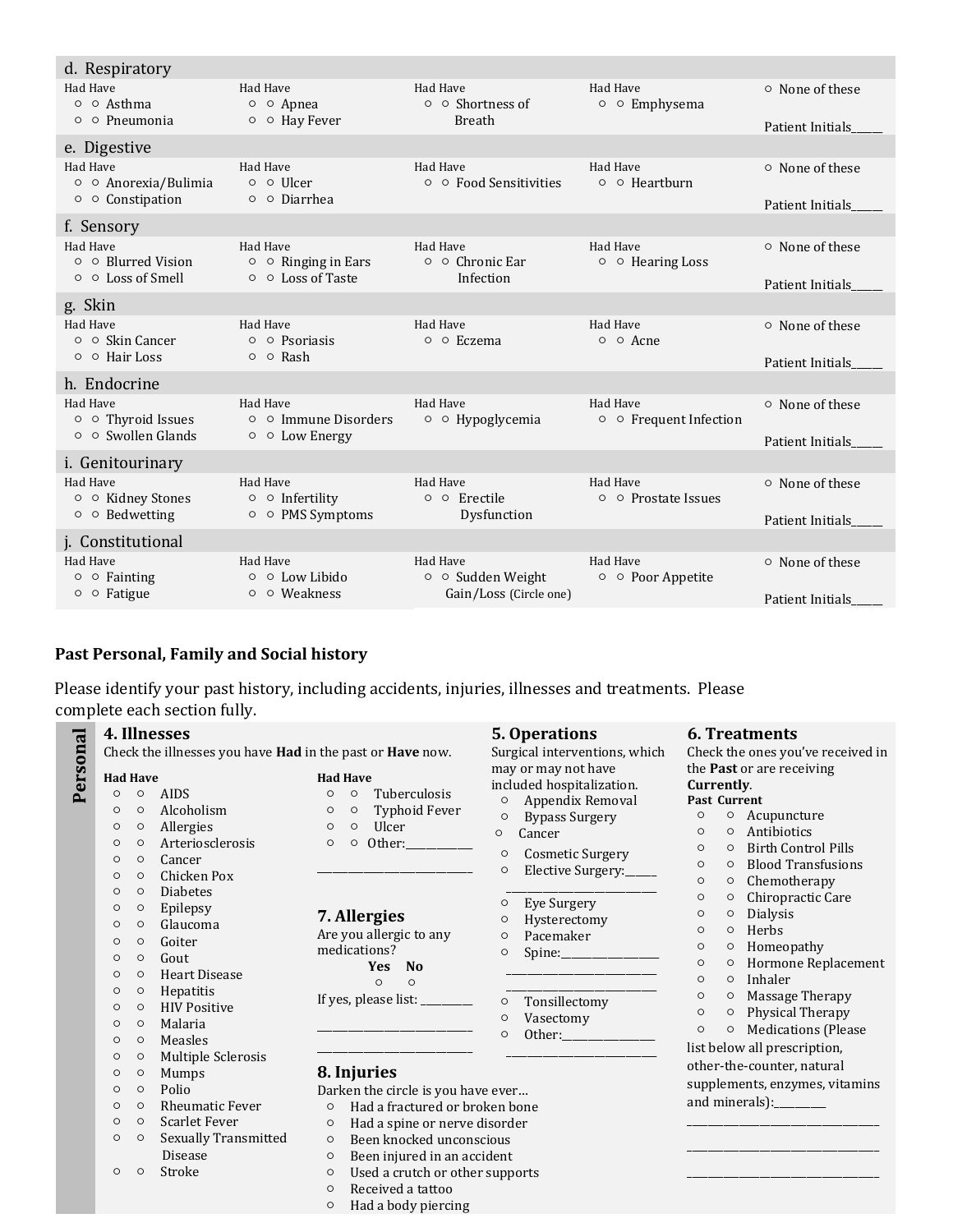### d. Respiratory

| Had Have | Had Have | Had Have | Had Have | |
|---|---|---|---|---|
| ○ ○ Asthma | ○ ○ Apnea | ○ ○ Shortness of Breath | ○ ○ Emphysema | ○ None of these |
| ○ ○ Pneumonia | ○ ○ Hay Fever | | | Patient Initials_____ |

### e. Digestive

| Had Have | Had Have | Had Have | Had Have | |
|---|---|---|---|---|
| ○ ○ Anorexia/Bulimia | ○ ○ Ulcer | ○ ○ Food Sensitivities | ○ ○ Heartburn | ○ None of these |
| ○ ○ Constipation | ○ ○ Diarrhea | | | Patient Initials_____ |

### f. Sensory

| Had Have | Had Have | Had Have | Had Have | |
|---|---|---|---|---|
| ○ ○ Blurred Vision | ○ ○ Ringing in Ears | ○ ○ Chronic Ear Infection | ○ ○ Hearing Loss | ○ None of these |
| ○ ○ Loss of Smell | ○ ○ Loss of Taste | | | Patient Initials_____ |

### g. Skin

| Had Have | Had Have | Had Have | Had Have | |
|---|---|---|---|---|
| ○ ○ Skin Cancer | ○ ○ Psoriasis | ○ ○ Eczema | ○ ○ Acne | ○ None of these |
| ○ ○ Hair Loss | ○ ○ Rash | | | Patient Initials_____ |

### h. Endocrine

| Had Have | Had Have | Had Have | Had Have | |
|---|---|---|---|---|
| ○ ○ Thyroid Issues | ○ ○ Immune Disorders | ○ ○ Hypoglycemia | ○ ○ Frequent Infection | ○ None of these |
| ○ ○ Swollen Glands | ○ ○ Low Energy | | | Patient Initials_____ |

### i. Genitourinary

| Had Have | Had Have | Had Have | Had Have | |
|---|---|---|---|---|
| ○ ○ Kidney Stones | ○ ○ Infertility | ○ ○ Erectile Dysfunction | ○ ○ Prostate Issues | ○ None of these |
| ○ ○ Bedwetting | ○ ○ PMS Symptoms | | | Patient Initials_____ |

### j. Constitutional

| Had Have | Had Have | Had Have | Had Have | |
|---|---|---|---|---|
| ○ ○ Fainting | ○ ○ Low Libido | ○ ○ Sudden Weight Gain/Loss (Circle one) | ○ ○ Poor Appetite | ○ None of these |
| ○ ○ Fatigue | ○ ○ Weakness | | | Patient Initials_____ |

**Past Personal, Family and Social history**

Please identify your past history, including accidents, injuries, illnesses and treatments. Please complete each section fully.

**Personal**

### 4. Illnesses

Check the illnesses you have **Had** in the past or **Have** now.

**Had Have**
- ○ ○ AIDS
- ○ ○ Alcoholism
- ○ ○ Allergies
- ○ ○ Arteriosclerosis
- ○ ○ Cancer
- ○ ○ Chicken Pox
- ○ ○ Diabetes
- ○ ○ Epilepsy
- ○ ○ Glaucoma
- ○ ○ Goiter
- ○ ○ Gout
- ○ ○ Heart Disease
- ○ ○ Hepatitis
- ○ ○ HIV Positive
- ○ ○ Malaria
- ○ ○ Measles
- ○ ○ Multiple Sclerosis
- ○ ○ Mumps
- ○ ○ Polio
- ○ ○ Rheumatic Fever
- ○ ○ Scarlet Fever
- ○ ○ Sexually Transmitted Disease
- ○ ○ Stroke

**Had Have**
- ○ ○ Tuberculosis
- ○ ○ Typhoid Fever
- ○ ○ Ulcer
- ○ ○ Other:____________

____________________________

### 7. Allergies

Are you allergic to any medications?

**Yes** ○ **No** ○

If yes, please list: _________

____________________________

____________________________

### 8. Injuries

Darken the circle is you have ever…
- ○ Had a fractured or broken bone
- ○ Had a spine or nerve disorder
- ○ Been knocked unconscious
- ○ Been injured in an accident
- ○ Used a crutch or other supports
- ○ Received a tattoo
- ○ Had a body piercing

### 5. Operations

Surgical interventions, which may or may not have included hospitalization.
- ○ Appendix Removal
- ○ Bypass Surgery
- ○ Cancer
- ○ Cosmetic Surgery
- ○ Elective Surgery:_____
  ___________________________
- ○ Eye Surgery
- ○ Hysterectomy
- ○ Pacemaker
- ○ Spine:_________________
  ___________________________
  ___________________________
- ○ Tonsillectomy
- ○ Vasectomy
- ○ Other:________________
  ___________________________

### 6. Treatments

Check the ones you've received in the **Past** or are receiving **Currently**.

**Past Current**
- ○ ○ Acupuncture
- ○ ○ Antibiotics
- ○ ○ Birth Control Pills
- ○ ○ Blood Transfusions
- ○ ○ Chemotherapy
- ○ ○ Chiropractic Care
- ○ ○ Dialysis
- ○ ○ Herbs
- ○ ○ Homeopathy
- ○ ○ Hormone Replacement
- ○ ○ Inhaler
- ○ ○ Massage Therapy
- ○ ○ Physical Therapy
- ○ ○ Medications (Please list below all prescription, other-the-counter, natural supplements, enzymes, vitamins and minerals):_________

________________________________

________________________________

________________________________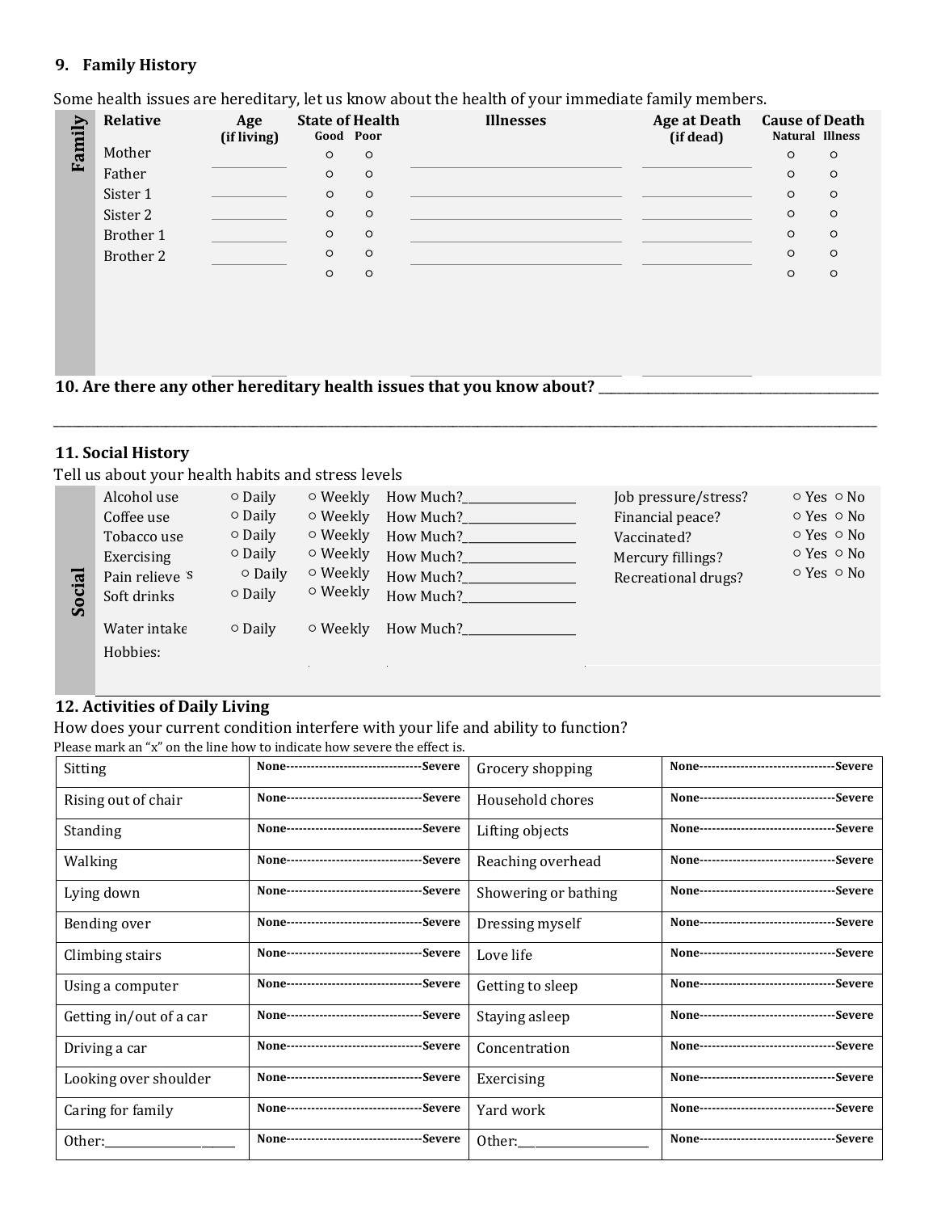## 9. Family History

Some health issues are hereditary, let us know about the health of your immediate family members.

| Relative | Age (if living) | State of Health: Good | State of Health: Poor | Illnesses | Age at Death (if dead) | Cause of Death: Natural | Cause of Death: Illness |
|---|---|---|---|---|---|---|---|
| Mother | | ○ | ○ | | | ○ | ○ |
| Father | | ○ | ○ | | | ○ | ○ |
| Sister 1 | | ○ | ○ | | | ○ | ○ |
| Sister 2 | | ○ | ○ | | | ○ | ○ |
| Brother 1 | | ○ | ○ | | | ○ | ○ |
| Brother 2 | | ○ | ○ | | | ○ | ○ |
| | | ○ | ○ | | | ○ | ○ |

## 10. Are there any other hereditary health issues that you know about? ___________________________________________

_____________________________________________________________________________________________________________

## 11. Social History

Tell us about your health habits and stress levels

| | | | | | |
|---|---|---|---|---|---|
| Alcohol use | ○ Daily | ○ Weekly | How Much?__________________ | Job pressure/stress? | ○ Yes ○ No |
| Coffee use | ○ Daily | ○ Weekly | How Much?__________________ | Financial peace? | ○ Yes ○ No |
| Tobacco use | ○ Daily | ○ Weekly | How Much?__________________ | Vaccinated? | ○ Yes ○ No |
| Exercising | ○ Daily | ○ Weekly | How Much?__________________ | Mercury fillings? | ○ Yes ○ No |
| Pain relievers | ○ Daily | ○ Weekly | How Much?__________________ | Recreational drugs? | ○ Yes ○ No |
| Soft drinks | ○ Daily | ○ Weekly | How Much?__________________ | | |
| Water intake | ○ Daily | ○ Weekly | How Much?__________________ | | |
| Hobbies: | | | | | |

## 12. Activities of Daily Living

How does your current condition interfere with your life and ability to function?

Please mark an "x" on the line how to indicate how severe the effect is.

| Activity | Severity | Activity | Severity |
|---|---|---|---|
| Sitting | **None--------------------------------Severe** | Grocery shopping | **None--------------------------------Severe** |
| Rising out of chair | **None--------------------------------Severe** | Household chores | **None--------------------------------Severe** |
| Standing | **None--------------------------------Severe** | Lifting objects | **None--------------------------------Severe** |
| Walking | **None--------------------------------Severe** | Reaching overhead | **None--------------------------------Severe** |
| Lying down | **None--------------------------------Severe** | Showering or bathing | **None--------------------------------Severe** |
| Bending over | **None--------------------------------Severe** | Dressing myself | **None--------------------------------Severe** |
| Climbing stairs | **None--------------------------------Severe** | Love life | **None--------------------------------Severe** |
| Using a computer | **None--------------------------------Severe** | Getting to sleep | **None--------------------------------Severe** |
| Getting in/out of a car | **None--------------------------------Severe** | Staying asleep | **None--------------------------------Severe** |
| Driving a car | **None--------------------------------Severe** | Concentration | **None--------------------------------Severe** |
| Looking over shoulder | **None--------------------------------Severe** | Exercising | **None--------------------------------Severe** |
| Caring for family | **None--------------------------------Severe** | Yard work | **None--------------------------------Severe** |
| Other:______________________ | **None--------------------------------Severe** | Other:______________________ | **None--------------------------------Severe** |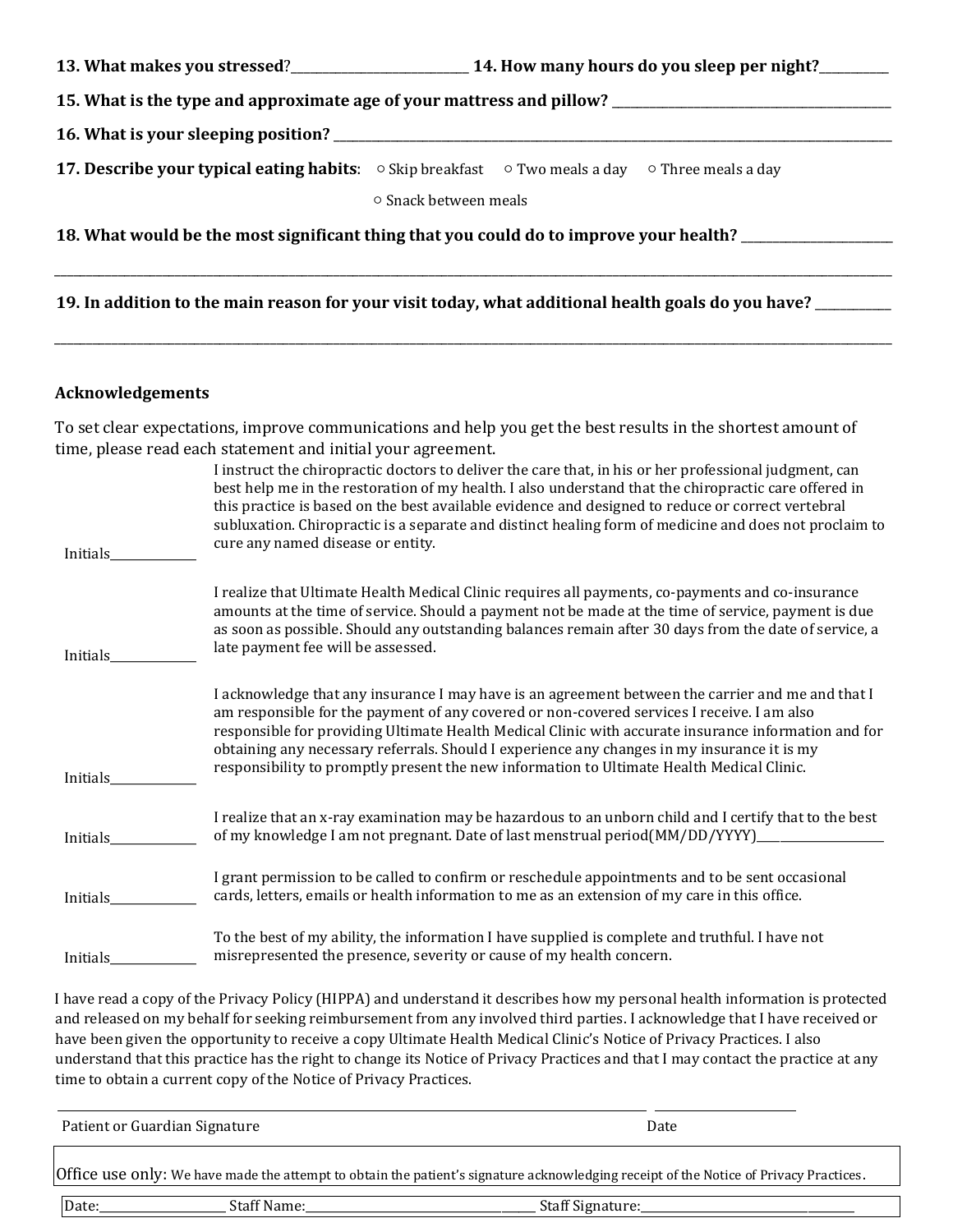**13. What makes you stressed**?\_\_\_\_\_\_\_\_\_\_\_\_\_\_\_\_\_\_\_\_\_\_\_\_\_\_\_\_\_ **14. How many hours do you sleep per night?**\_\_\_\_\_\_\_\_\_\_\_

**15. What is the type and approximate age of your mattress and pillow?** \_\_\_\_\_\_\_\_\_\_\_\_\_\_\_\_\_\_\_\_\_\_\_\_\_\_\_\_\_\_\_\_\_\_\_\_\_\_\_\_\_\_\_\_\_

**16. What is your sleeping position?** \_\_\_\_\_\_\_\_\_\_\_\_\_\_\_\_\_\_\_\_\_\_\_\_\_\_\_\_\_\_\_\_\_\_\_\_\_\_\_\_\_\_\_\_\_\_\_\_\_\_\_\_\_\_\_\_\_\_\_\_\_\_\_\_\_\_\_\_\_\_\_\_\_\_\_\_\_\_\_\_\_\_\_\_\_\_\_\_\_\_\_

**17. Describe your typical eating habits**: ○ Skip breakfast ○ Two meals a day ○ Three meals a day ○ Snack between meals

**18. What would be the most significant thing that you could do to improve your health?** \_\_\_\_\_\_\_\_\_\_\_\_\_\_\_\_\_\_\_\_\_\_\_\_\_

\_\_\_\_\_\_\_\_\_\_\_\_\_\_\_\_\_\_\_\_\_\_\_\_\_\_\_\_\_\_\_\_\_\_\_\_\_\_\_\_\_\_\_\_\_\_\_\_\_\_\_\_\_\_\_\_\_\_\_\_\_\_\_\_\_\_\_\_\_\_\_\_\_\_\_\_\_\_\_\_\_\_\_\_\_\_\_\_\_\_\_\_\_\_\_\_\_\_\_\_\_\_\_\_\_\_\_\_\_\_\_\_\_\_\_\_\_\_\_

**19. In addition to the main reason for your visit today, what additional health goals do you have?** \_\_\_\_\_\_\_\_\_\_\_\_

\_\_\_\_\_\_\_\_\_\_\_\_\_\_\_\_\_\_\_\_\_\_\_\_\_\_\_\_\_\_\_\_\_\_\_\_\_\_\_\_\_\_\_\_\_\_\_\_\_\_\_\_\_\_\_\_\_\_\_\_\_\_\_\_\_\_\_\_\_\_\_\_\_\_\_\_\_\_\_\_\_\_\_\_\_\_\_\_\_\_\_\_\_\_\_\_\_\_\_\_\_\_\_\_\_\_\_\_\_\_\_\_\_\_\_\_\_\_\_

## Acknowledgements

To set clear expectations, improve communications and help you get the best results in the shortest amount of time, please read each statement and initial your agreement.

| | |
|---|---|
| Initials\_\_\_\_\_\_\_\_\_\_\_\_\_\_ | I instruct the chiropractic doctors to deliver the care that, in his or her professional judgment, can best help me in the restoration of my health. I also understand that the chiropractic care offered in this practice is based on the best available evidence and designed to reduce or correct vertebral subluxation. Chiropractic is a separate and distinct healing form of medicine and does not proclaim to cure any named disease or entity. |
| Initials\_\_\_\_\_\_\_\_\_\_\_\_\_\_ | I realize that Ultimate Health Medical Clinic requires all payments, co-payments and co-insurance amounts at the time of service. Should a payment not be made at the time of service, payment is due as soon as possible. Should any outstanding balances remain after 30 days from the date of service, a late payment fee will be assessed. |
| Initials\_\_\_\_\_\_\_\_\_\_\_\_\_\_ | I acknowledge that any insurance I may have is an agreement between the carrier and me and that I am responsible for the payment of any covered or non-covered services I receive. I am also responsible for providing Ultimate Health Medical Clinic with accurate insurance information and for obtaining any necessary referrals. Should I experience any changes in my insurance it is my responsibility to promptly present the new information to Ultimate Health Medical Clinic. |
| Initials\_\_\_\_\_\_\_\_\_\_\_\_\_\_ | I realize that an x-ray examination may be hazardous to an unborn child and I certify that to the best of my knowledge I am not pregnant. Date of last menstrual period(MM/DD/YYYY)\_\_\_\_\_\_\_\_\_\_\_\_\_\_\_\_\_\_\_\_ |
| Initials\_\_\_\_\_\_\_\_\_\_\_\_\_\_ | I grant permission to be called to confirm or reschedule appointments and to be sent occasional cards, letters, emails or health information to me as an extension of my care in this office. |
| Initials\_\_\_\_\_\_\_\_\_\_\_\_\_\_ | To the best of my ability, the information I have supplied is complete and truthful. I have not misrepresented the presence, severity or cause of my health concern. |

I have read a copy of the Privacy Policy (HIPPA) and understand it describes how my personal health information is protected and released on my behalf for seeking reimbursement from any involved third parties. I acknowledge that I have received or have been given the opportunity to receive a copy Ultimate Health Medical Clinic's Notice of Privacy Practices. I also understand that this practice has the right to change its Notice of Privacy Practices and that I may contact the practice at any time to obtain a current copy of the Notice of Privacy Practices.

\_\_\_\_\_\_\_\_\_\_\_\_\_\_\_\_\_\_\_\_\_\_\_\_\_\_\_\_\_\_\_\_\_\_\_\_\_\_\_\_\_\_\_\_\_\_\_\_\_\_\_\_\_\_\_\_\_\_\_\_\_\_\_\_\_\_\_\_\_\_\_\_\_\_\_\_\_\_ \_\_\_\_\_\_\_\_\_\_\_\_\_\_\_\_\_\_\_\_\_\_\_\_

Patient or Guardian Signature Date

Office use only: We have made the attempt to obtain the patient's signature acknowledging receipt of the Notice of Privacy Practices.

Date:\_\_\_\_\_\_\_\_\_\_\_\_\_\_\_\_\_\_\_\_\_\_ Staff Name:\_\_\_\_\_\_\_\_\_\_\_\_\_\_\_\_\_\_\_\_\_\_\_\_\_\_\_\_\_\_\_\_\_\_\_\_\_\_\_\_ Staff Signature:\_\_\_\_\_\_\_\_\_\_\_\_\_\_\_\_\_\_\_\_\_\_\_\_\_\_\_\_\_\_\_\_\_\_\_\_\_\_